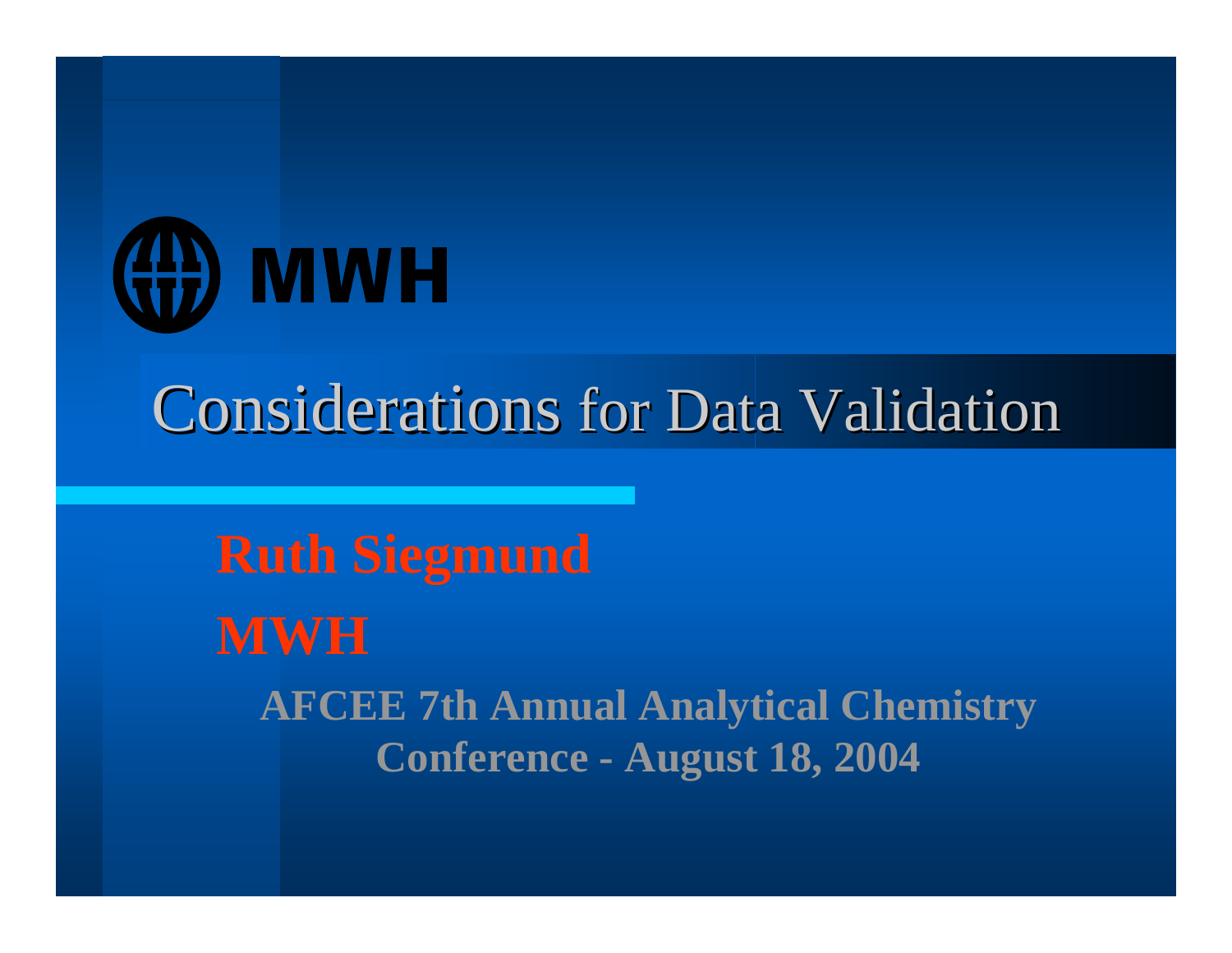MWH

# Considerations for Data Validation

**Ruth Siegmund**

**MWH**

**AFCEE 7th Annual Analytical Chemistry Conference - August 18, 2004**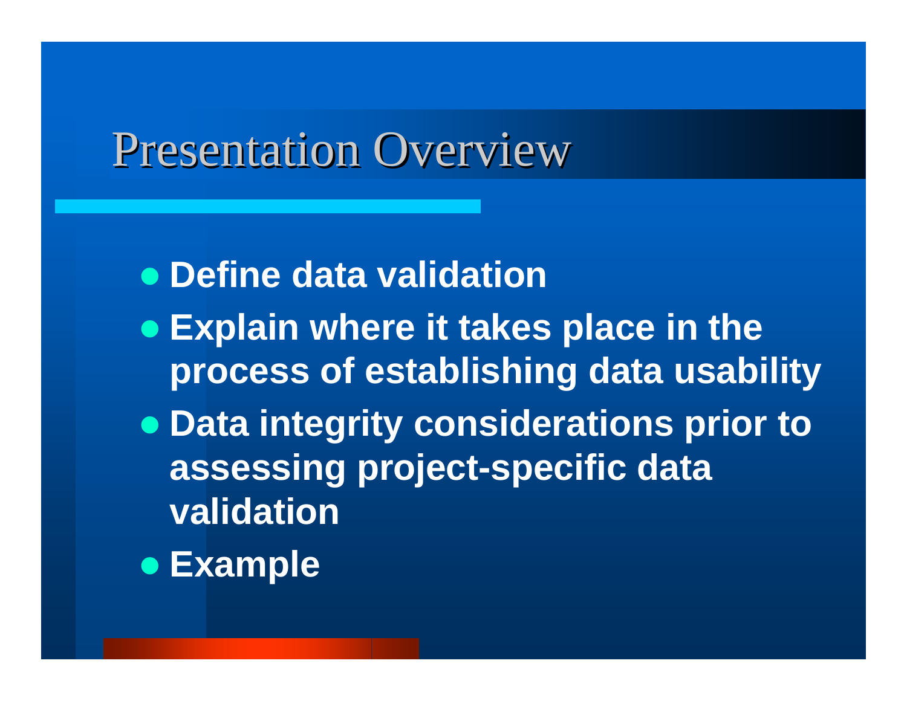# Presentation Overview

- **Define data validation**
- **Explain where it takes place in the process of establishing data usability**
- **Data integrity considerations prior to assessing project-specific data validation**
- **Example**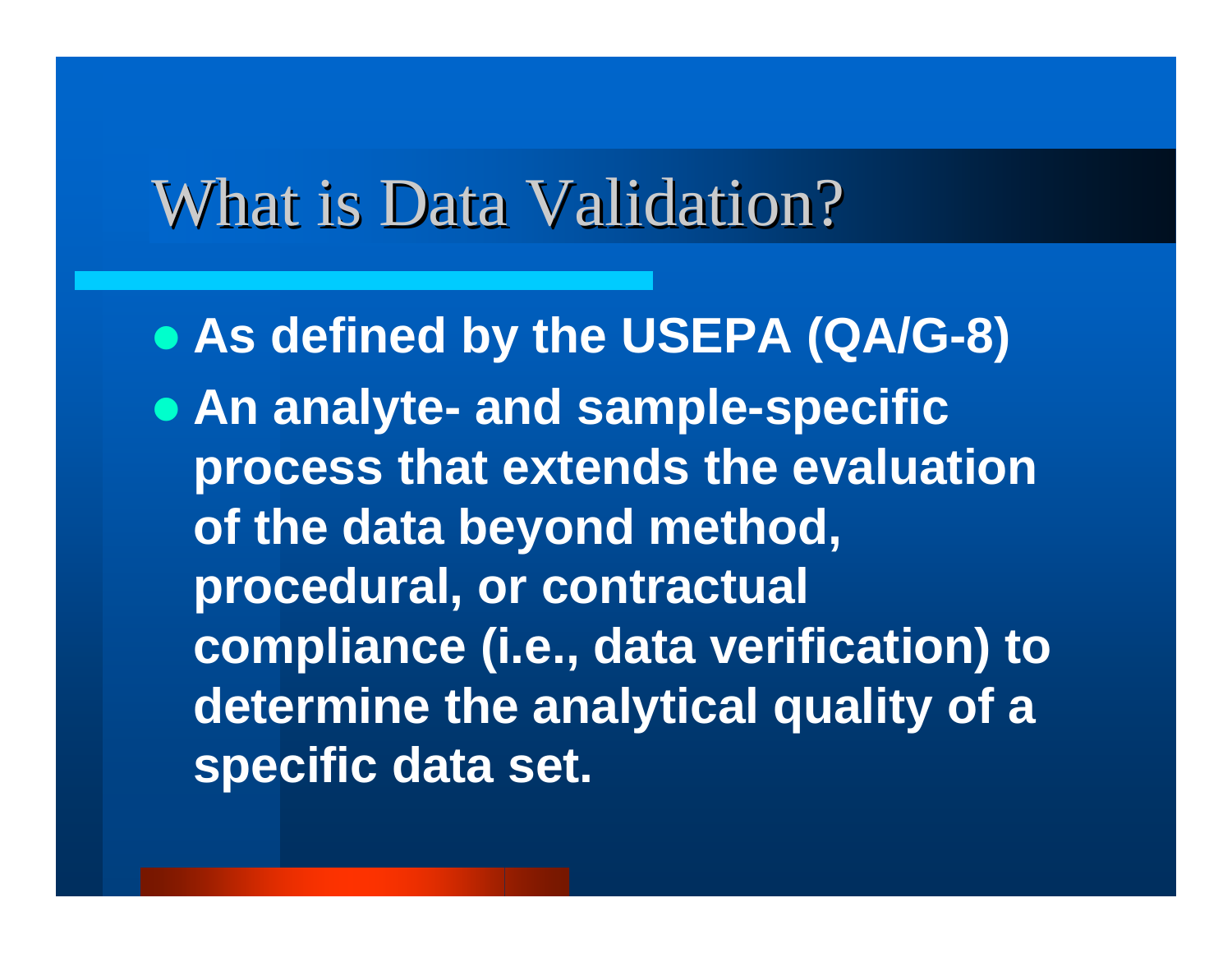# What is Data Validation?

- **As defined by the USEPA (QA/G-8)**
- **An analyte- and sample-specific process that extends the evaluation of the data beyond method, procedural, or contractual compliance (i.e., data verification) to determine the analytical quality of a specific data set.**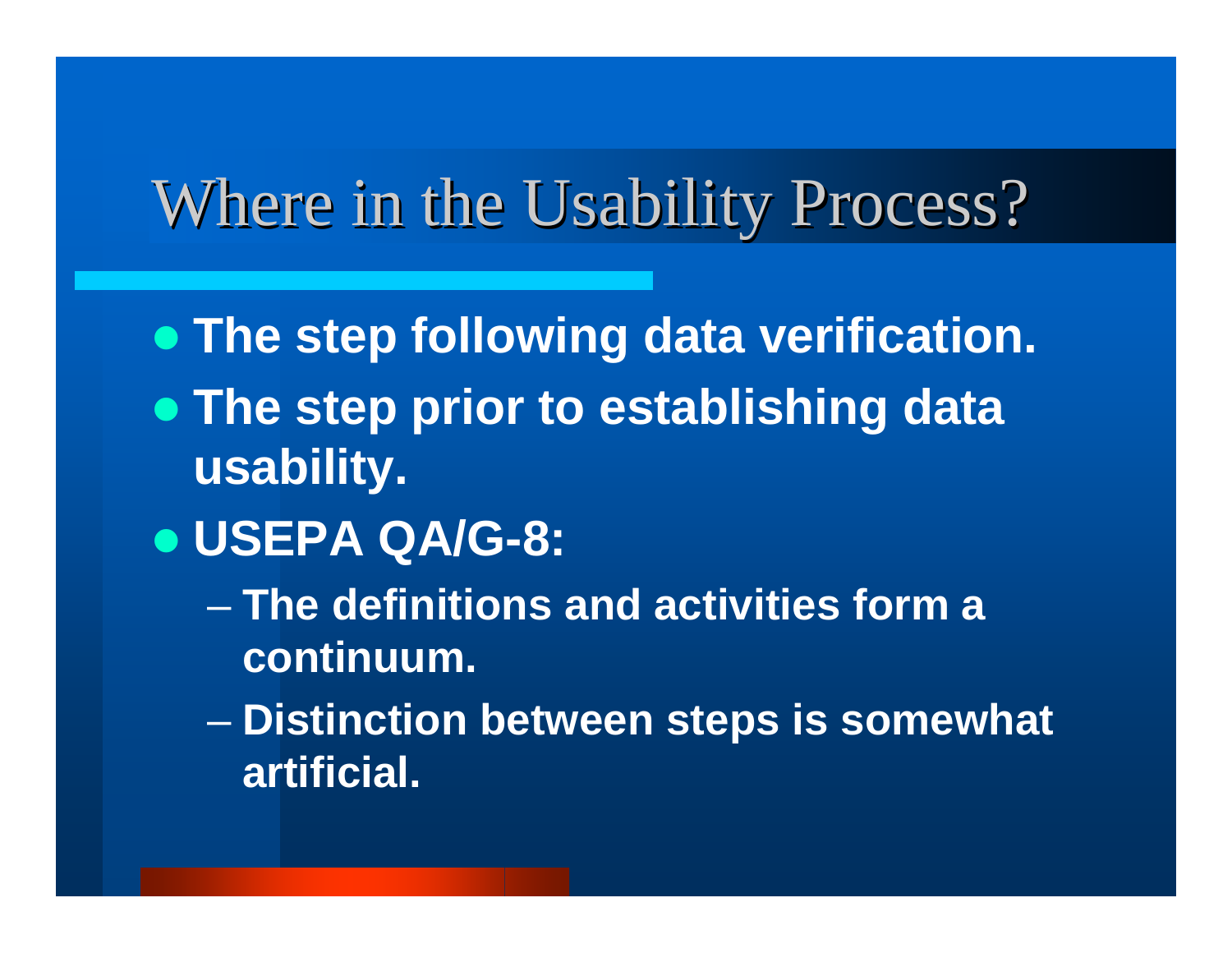# Where in the Usability Process?

- **The step following data verification.**
- **The step prior to establishing data usability.**
- **USEPA QA/G-8:**
  - **The definitions and activities form a continuum.**
  - **Distinction between steps is somewhat artificial.**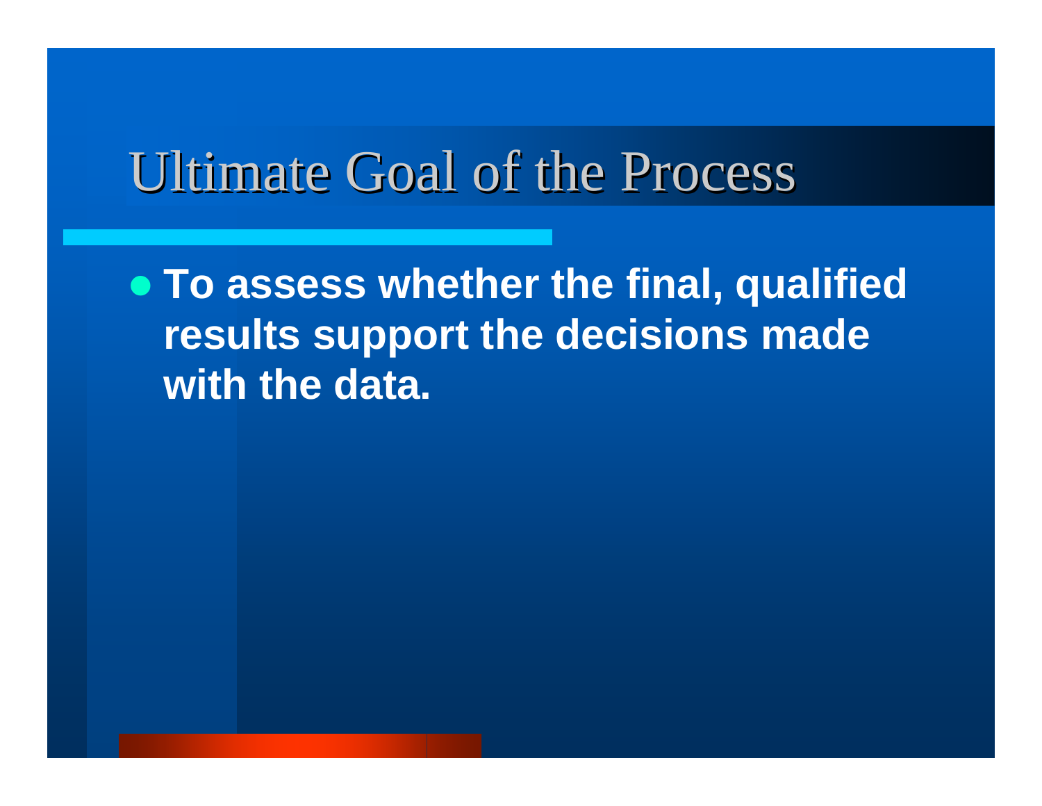# Ultimate Goal of the Process

- **To assess whether the final, qualified results support the decisions made with the data.**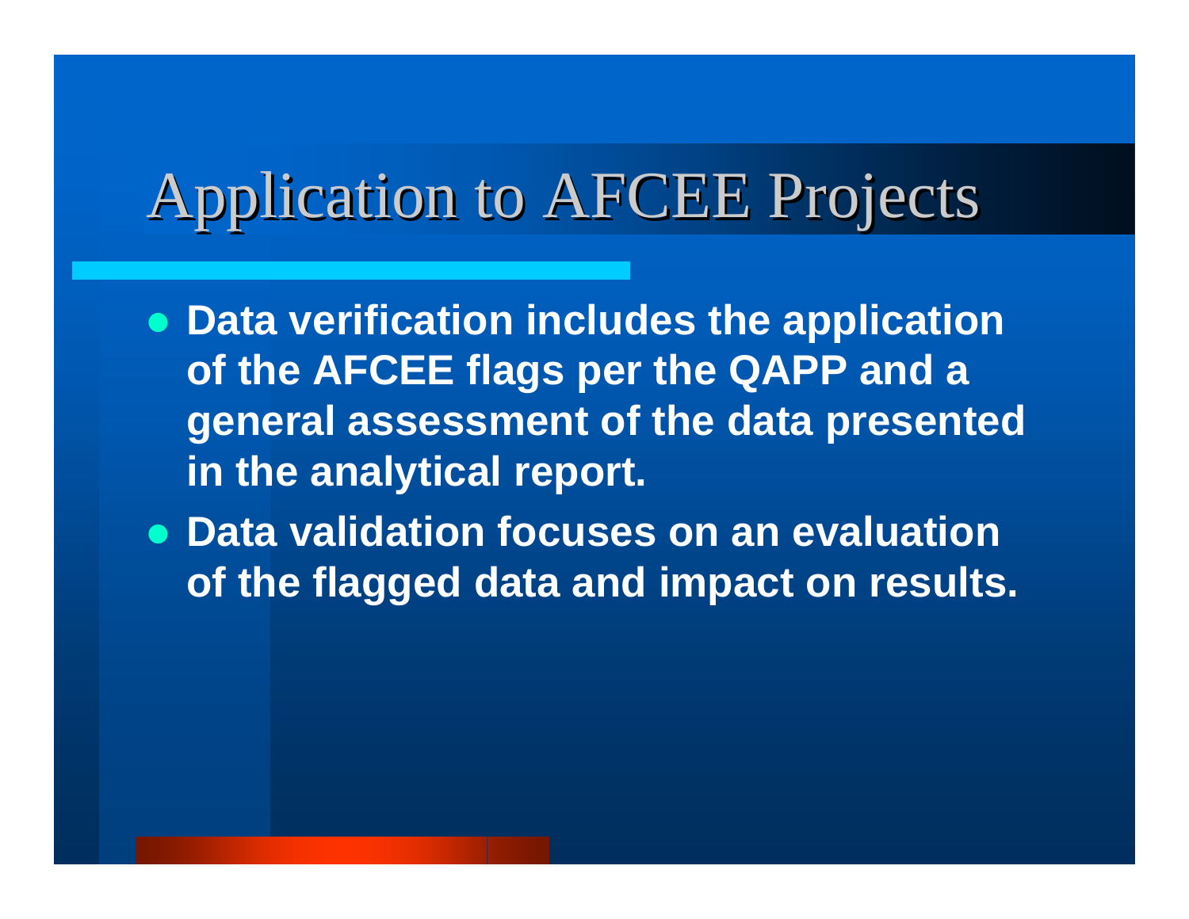# Application to AFCEE Projects

- **Data verification includes the application of the AFCEE flags per the QAPP and a general assessment of the data presented in the analytical report.**
- **Data validation focuses on an evaluation of the flagged data and impact on results.**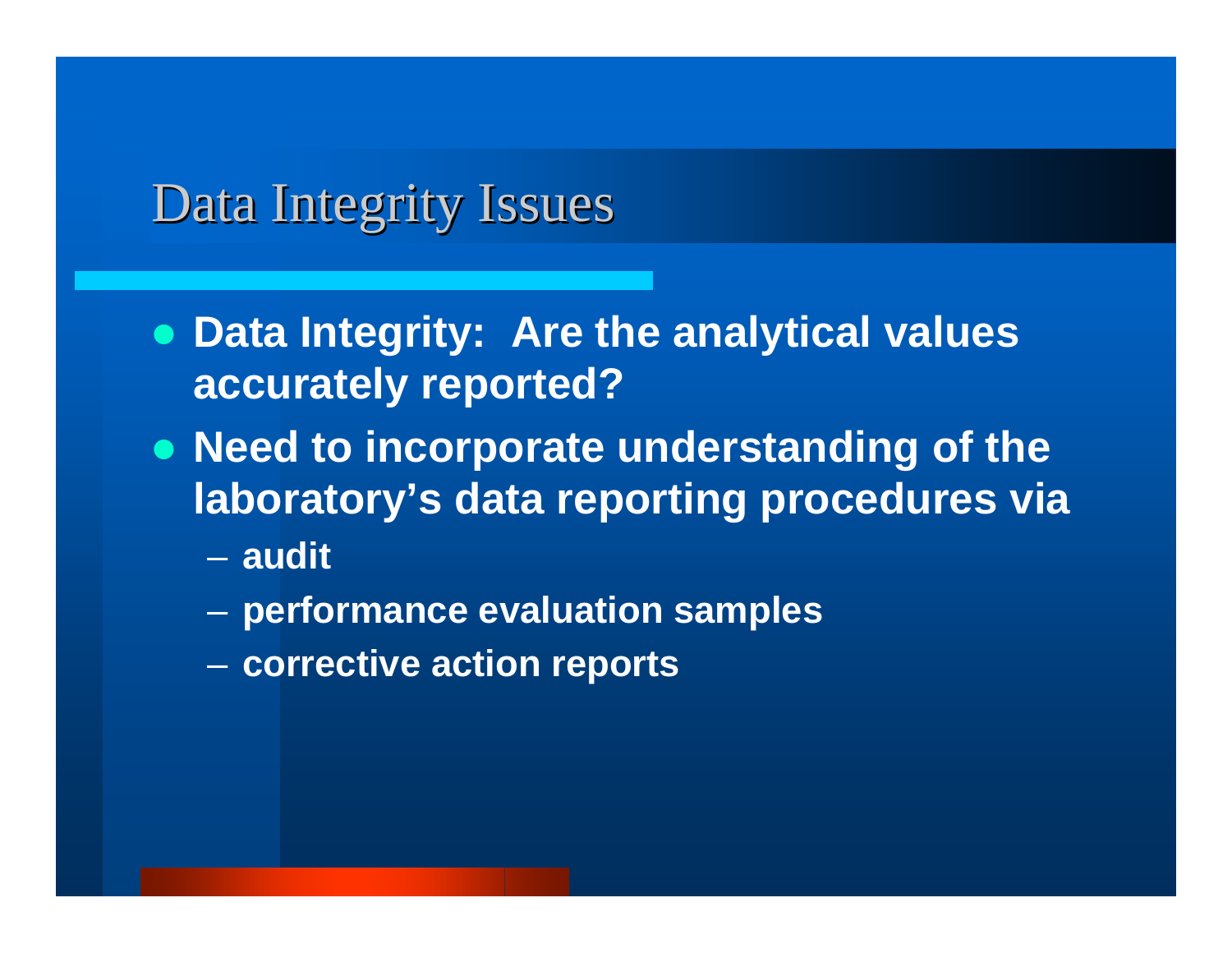# Data Integrity Issues

- **Data Integrity: Are the analytical values accurately reported?**
- **Need to incorporate understanding of the laboratory's data reporting procedures via**
  - **audit**
  - **performance evaluation samples**
  - **corrective action reports**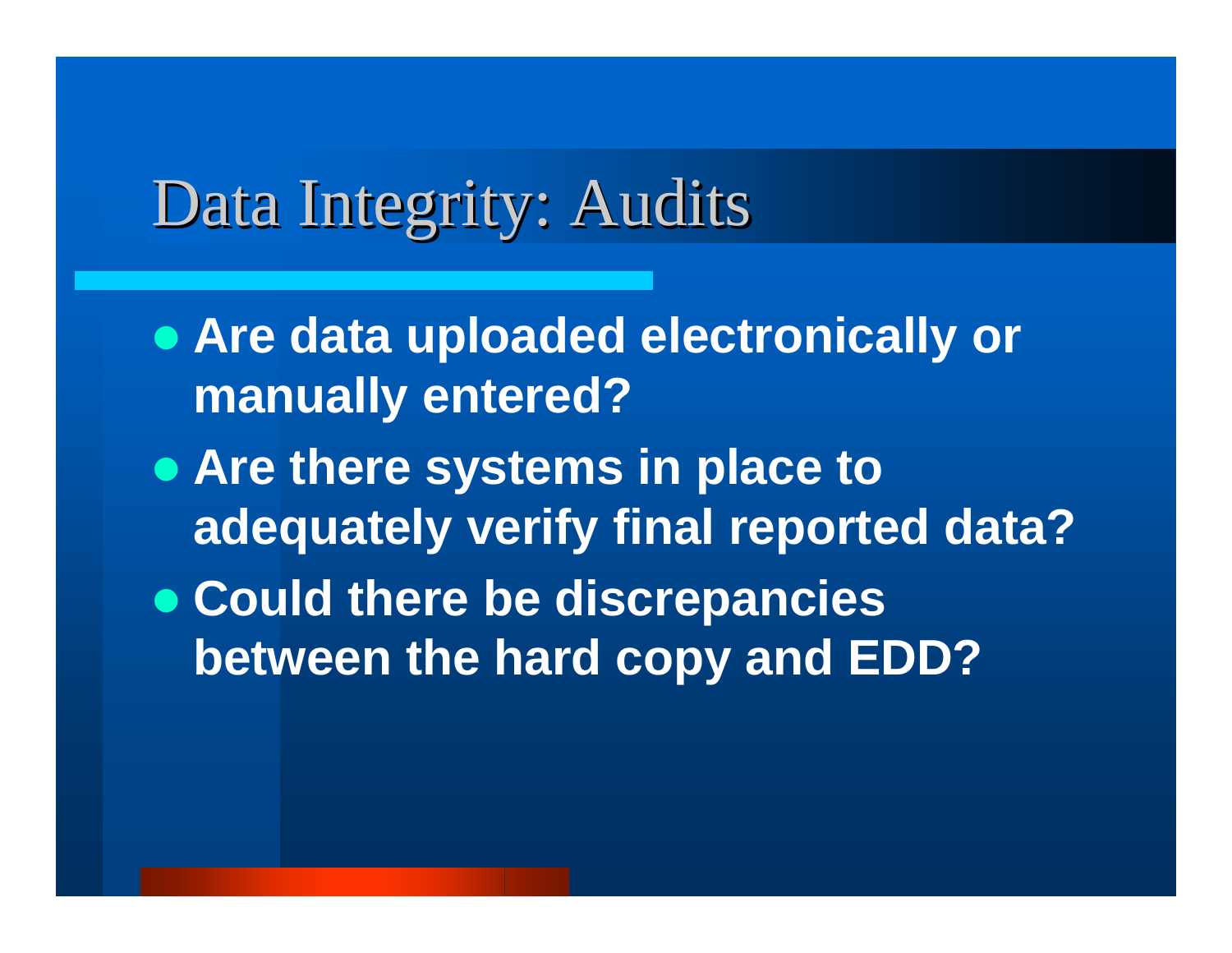# Data Integrity: Audits

- **Are data uploaded electronically or manually entered?**
- **Are there systems in place to adequately verify final reported data?**
- **Could there be discrepancies between the hard copy and EDD?**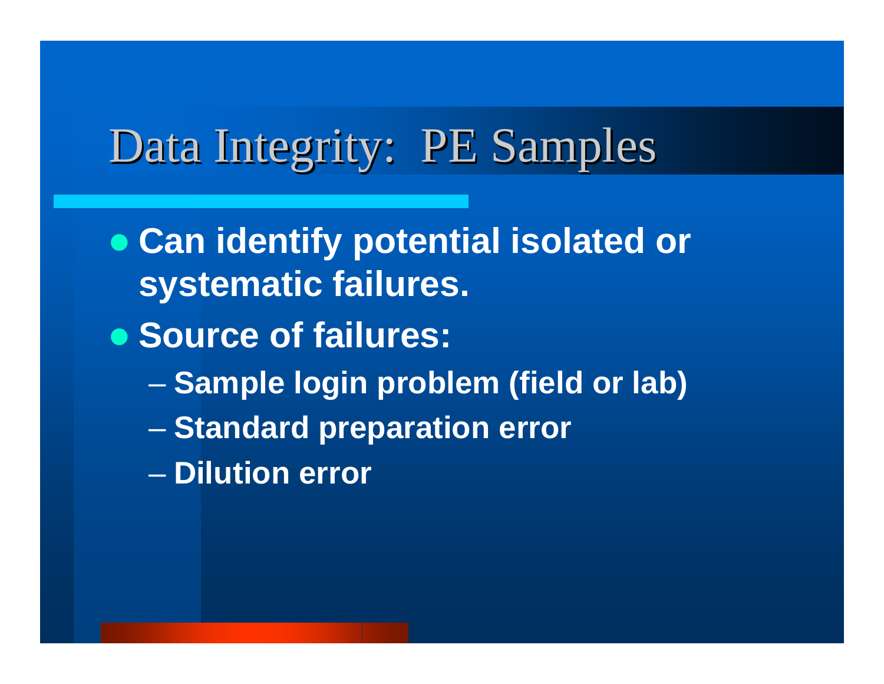# Data Integrity: PE Samples

- **Can identify potential isolated or systematic failures.**
- **Source of failures:**
  - **Sample login problem (field or lab)**
  - **Standard preparation error**
  - **Dilution error**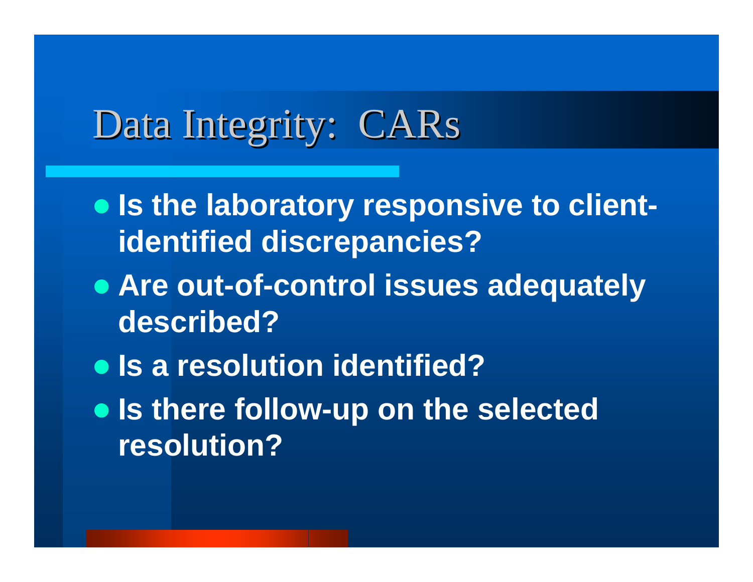# Data Integrity: CARs

- **Is the laboratory responsive to client-identified discrepancies?**
- **Are out-of-control issues adequately described?**
- **Is a resolution identified?**
- **Is there follow-up on the selected resolution?**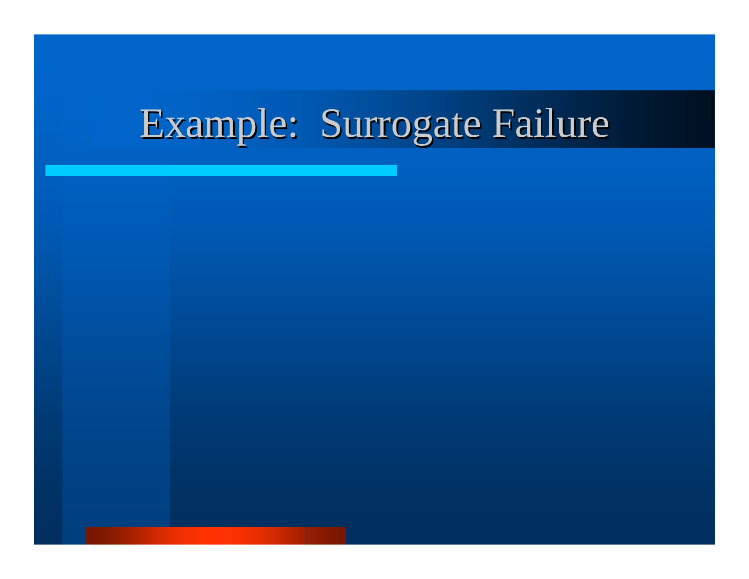# Example:  Surrogate Failure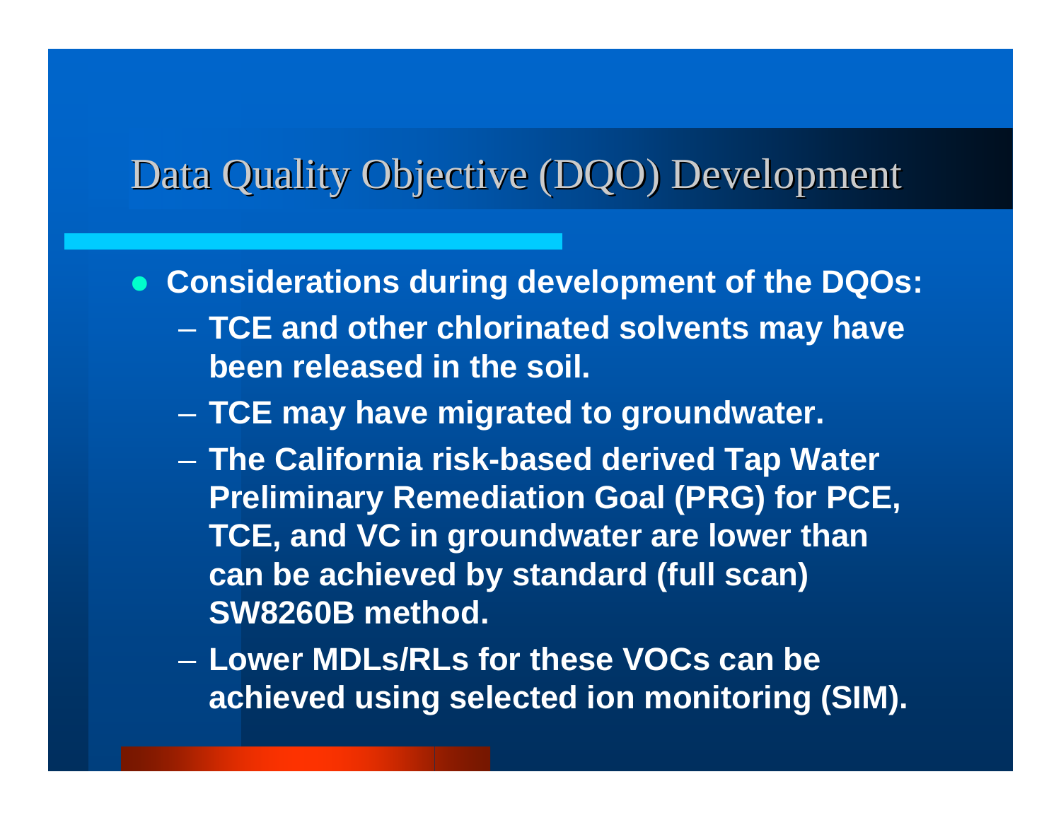# Data Quality Objective (DQO) Development

- **Considerations during development of the DQOs:**
  - **TCE and other chlorinated solvents may have been released in the soil.**
  - **TCE may have migrated to groundwater.**
  - **The California risk-based derived Tap Water Preliminary Remediation Goal (PRG) for PCE, TCE, and VC in groundwater are lower than can be achieved by standard (full scan) SW8260B method.**
  - **Lower MDLs/RLs for these VOCs can be achieved using selected ion monitoring (SIM).**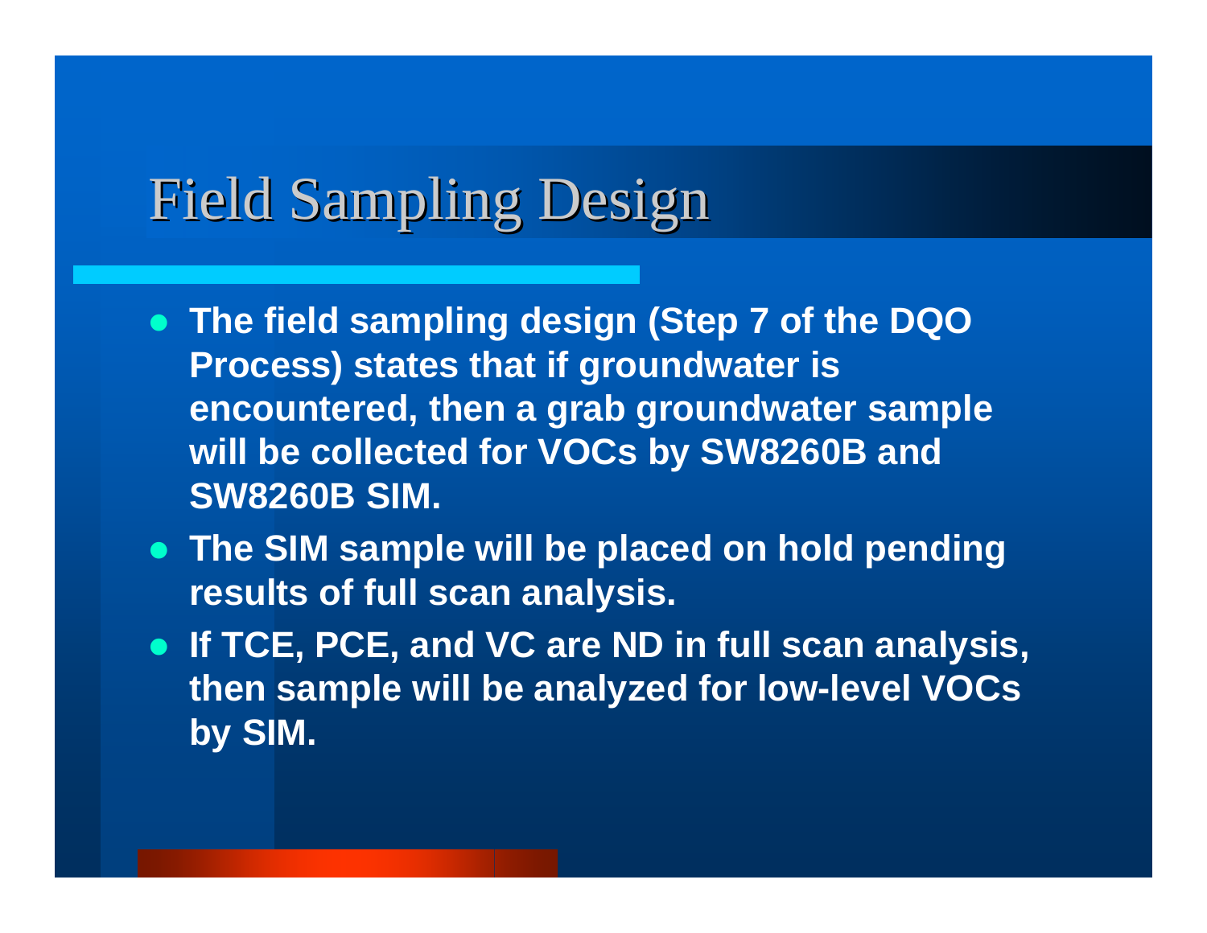# Field Sampling Design

- **The field sampling design (Step 7 of the DQO Process) states that if groundwater is encountered, then a grab groundwater sample will be collected for VOCs by SW8260B and SW8260B SIM.**
- **The SIM sample will be placed on hold pending results of full scan analysis.**
- **If TCE, PCE, and VC are ND in full scan analysis, then sample will be analyzed for low-level VOCs by SIM.**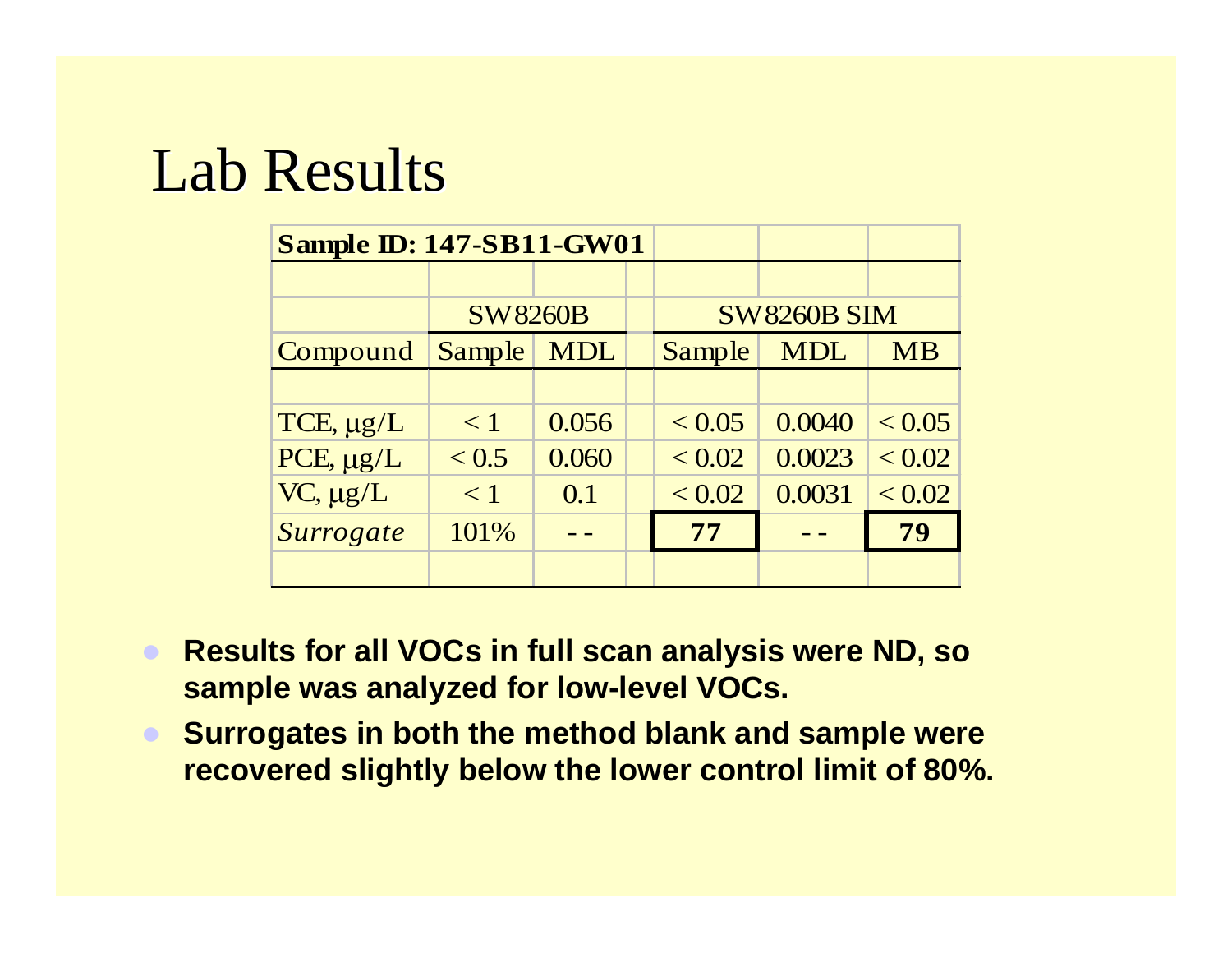# Lab Results

| Sample ID: 147-SB11-GW01 | | | | | | |
|---|---|---|---|---|---|---|
| | SW8260B | | | SW8260B SIM | | |
| Compound | Sample | MDL | | Sample | MDL | MB |
| TCE, μg/L | < 1 | 0.056 | | < 0.05 | 0.0040 | < 0.05 |
| PCE, μg/L | < 0.5 | 0.060 | | < 0.02 | 0.0023 | < 0.02 |
| VC, μg/L | < 1 | 0.1 | | < 0.02 | 0.0031 | < 0.02 |
| *Surrogate* | 101% | - - | | **77** | - - | **79** |

- **Results for all VOCs in full scan analysis were ND, so sample was analyzed for low-level VOCs.**
- **Surrogates in both the method blank and sample were recovered slightly below the lower control limit of 80%.**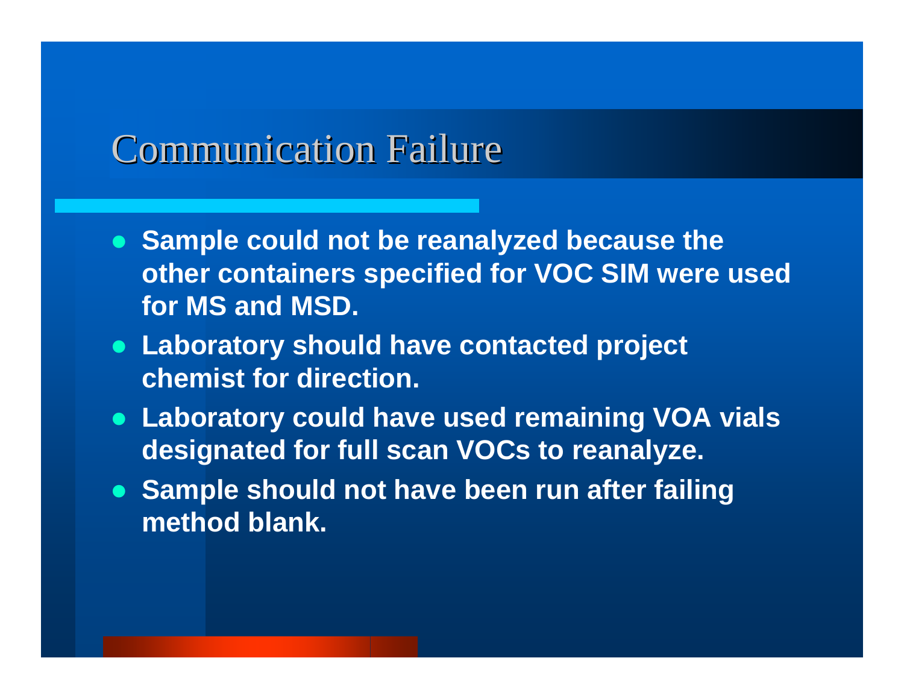# Communication Failure

- **Sample could not be reanalyzed because the other containers specified for VOC SIM were used for MS and MSD.**
- **Laboratory should have contacted project chemist for direction.**
- **Laboratory could have used remaining VOA vials designated for full scan VOCs to reanalyze.**
- **Sample should not have been run after failing method blank.**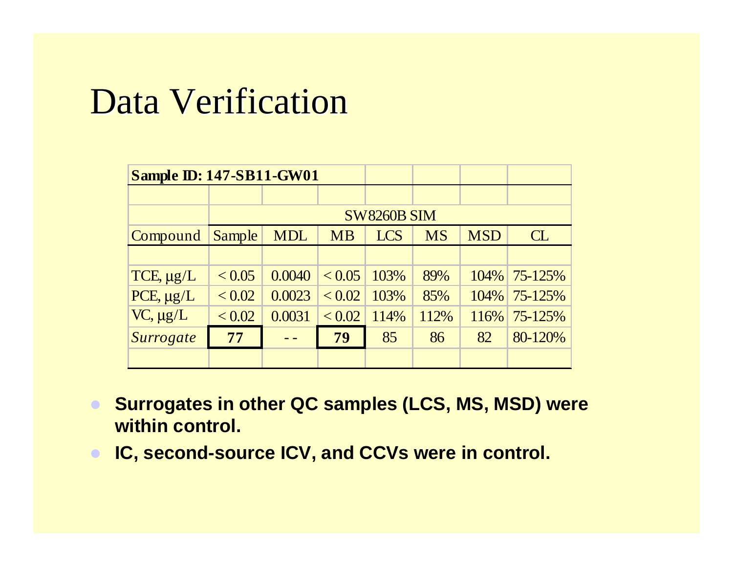# Data Verification

| Sample ID: 147-SB11-GW01 | | | | | | | |
|---|---|---|---|---|---|---|---|
| | SW8260B SIM | | | | | | |
| Compound | Sample | MDL | MB | LCS | MS | MSD | CL |
| TCE, μg/L | < 0.05 | 0.0040 | < 0.05 | 103% | 89% | 104% | 75-125% |
| PCE, μg/L | < 0.02 | 0.0023 | < 0.02 | 103% | 85% | 104% | 75-125% |
| VC, μg/L | < 0.02 | 0.0031 | < 0.02 | 114% | 112% | 116% | 75-125% |
| *Surrogate* | **77** | - - | **79** | 85 | 86 | 82 | 80-120% |

- **Surrogates in other QC samples (LCS, MS, MSD) were within control.**
- **IC, second-source ICV, and CCVs were in control.**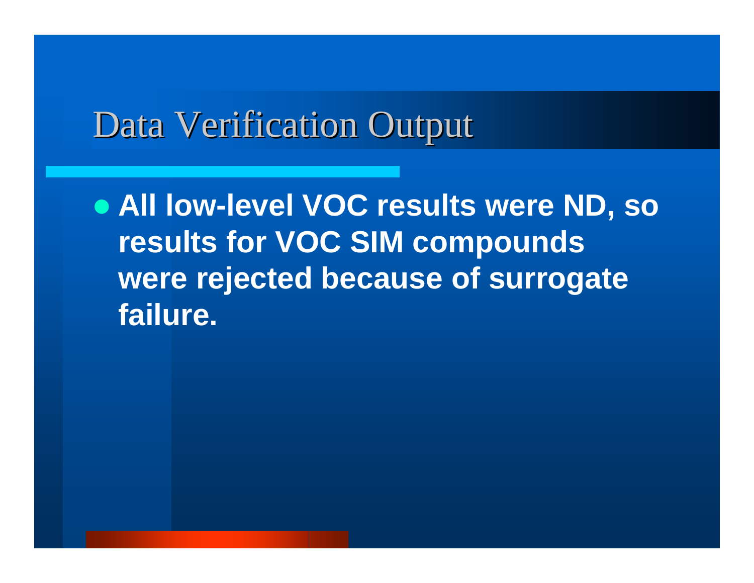# Data Verification Output

- **All low-level VOC results were ND, so results for VOC SIM compounds were rejected because of surrogate failure.**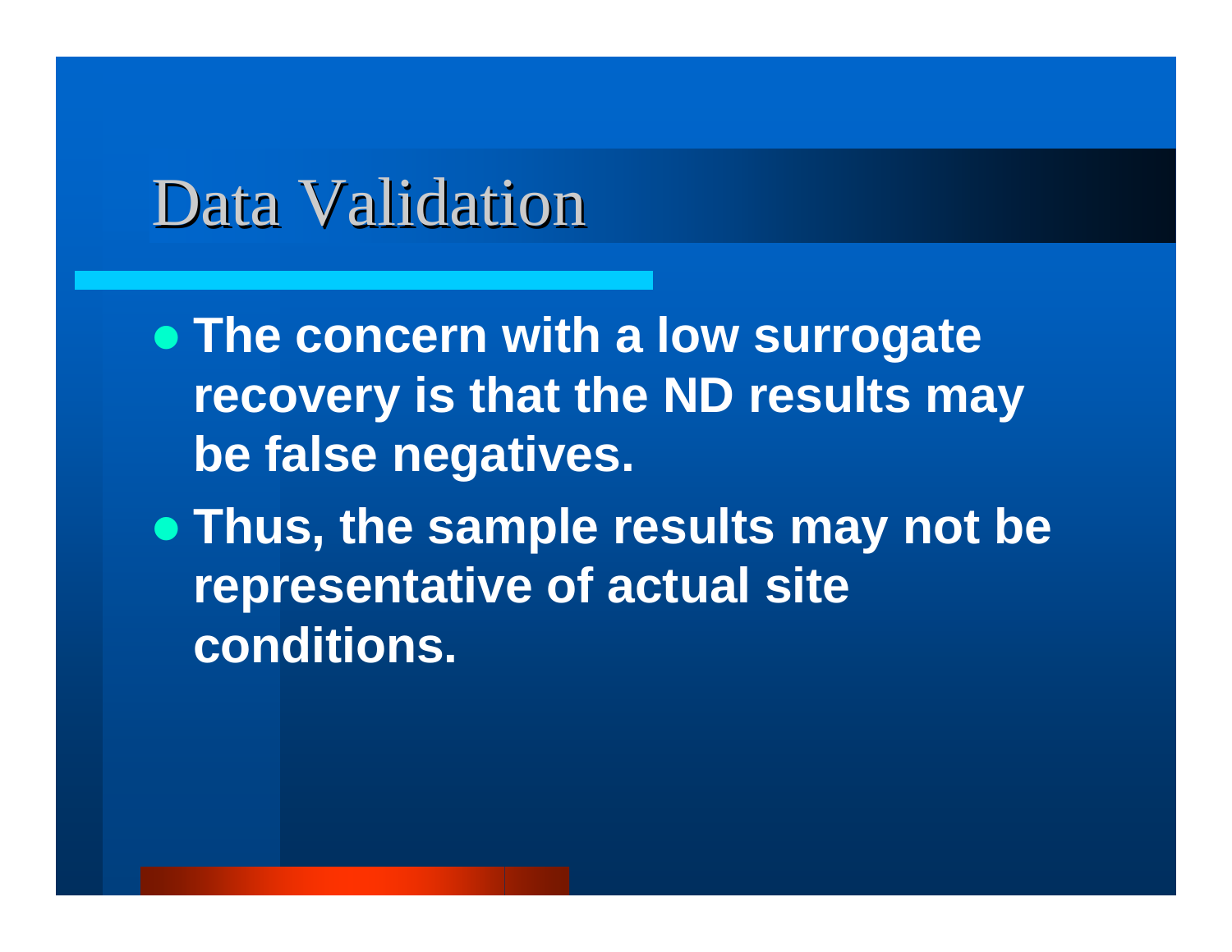# Data Validation

- **The concern with a low surrogate recovery is that the ND results may be false negatives.**
- **Thus, the sample results may not be representative of actual site conditions.**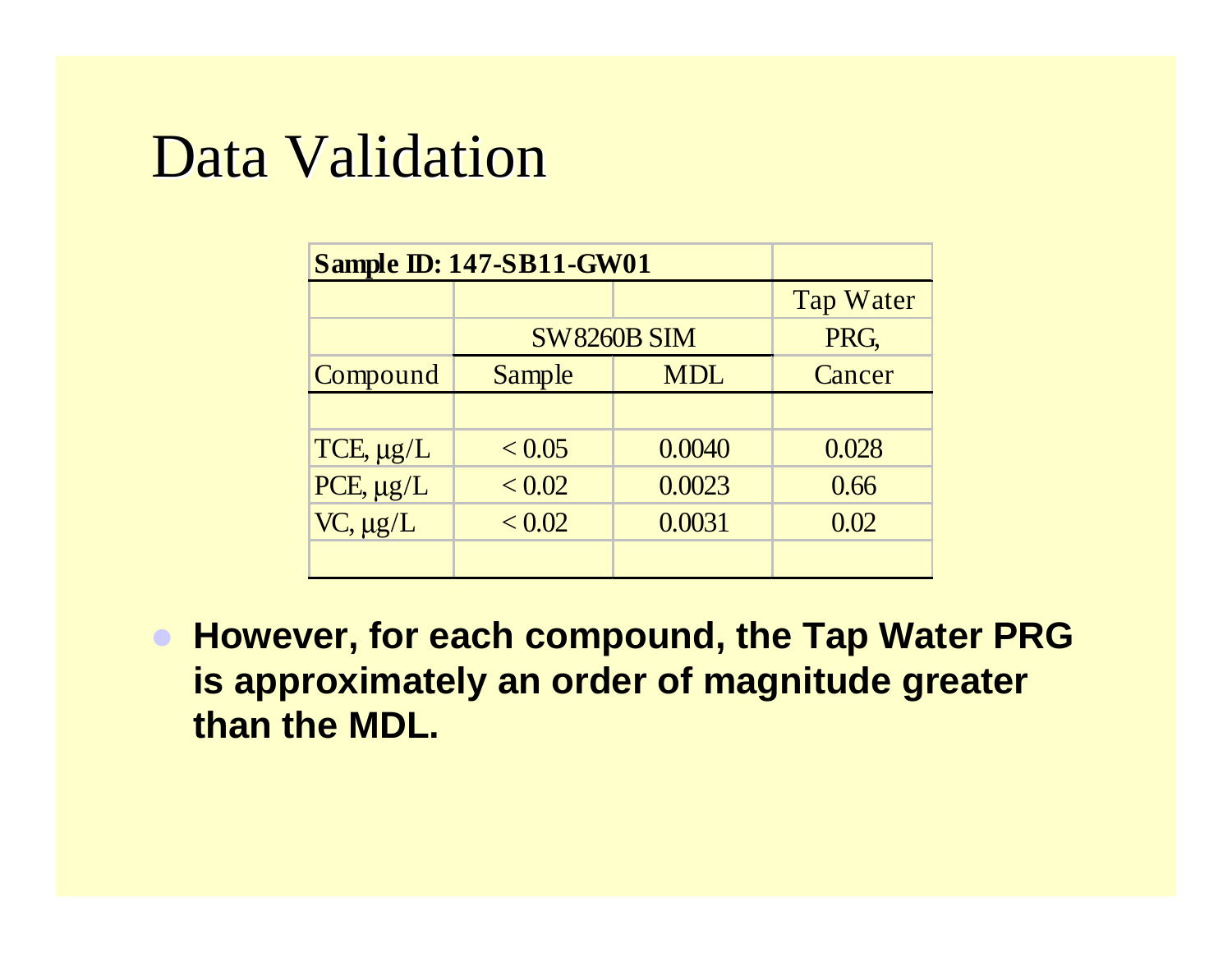# Data Validation

| Sample ID: 147-SB11-GW01 | | | |
|---|---|---|---|
| | | | Tap Water |
| | SW8260B SIM | | PRG, |
| Compound | Sample | MDL | Cancer |
| | | | |
| TCE, µg/L | < 0.05 | 0.0040 | 0.028 |
| PCE, µg/L | < 0.02 | 0.0023 | 0.66 |
| VC, µg/L | < 0.02 | 0.0031 | 0.02 |
| | | | |

- **However, for each compound, the Tap Water PRG is approximately an order of magnitude greater than the MDL.**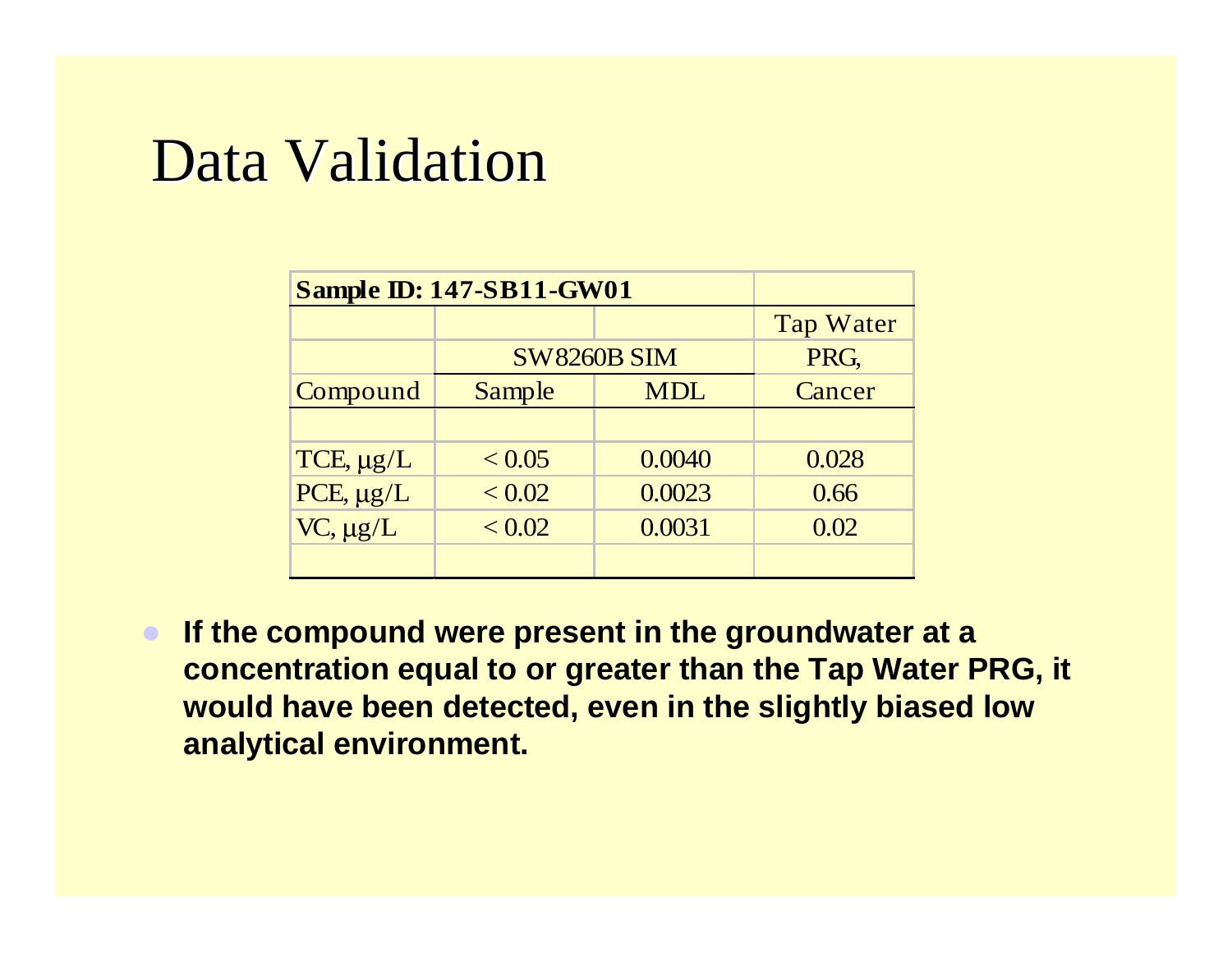# Data Validation

| Sample ID: 147-SB11-GW01 | | | |
|---|---|---|---|
| | | | Tap Water |
| | SW8260B SIM | | PRG, |
| Compound | Sample | MDL | Cancer |
| | | | |
| TCE, µg/L | < 0.05 | 0.0040 | 0.028 |
| PCE, µg/L | < 0.02 | 0.0023 | 0.66 |
| VC, µg/L | < 0.02 | 0.0031 | 0.02 |
| | | | |

- **If the compound were present in the groundwater at a concentration equal to or greater than the Tap Water PRG, it would have been detected, even in the slightly biased low analytical environment.**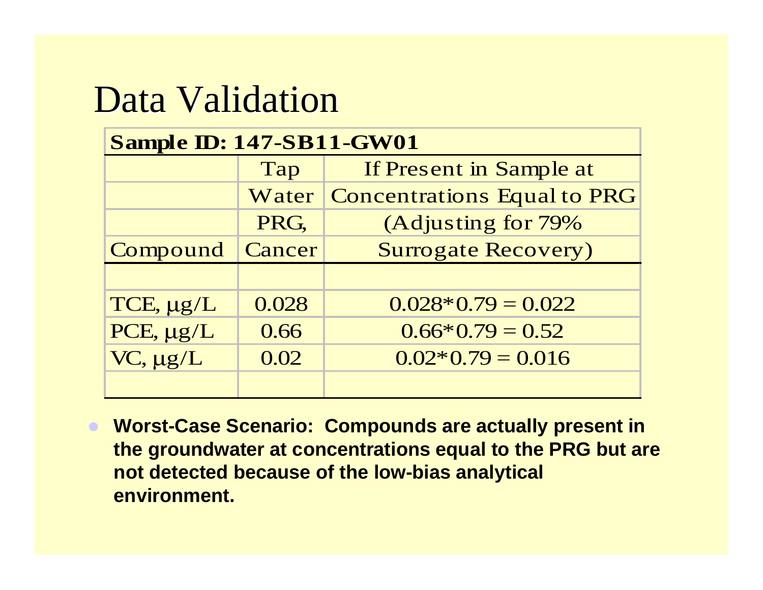# Data Validation

| Sample ID: 147-SB11-GW01 | | |
|---|---|---|
| Compound | Tap Water PRG, Cancer | If Present in Sample at Concentrations Equal to PRG (Adjusting for 79% Surrogate Recovery) |
| | | |
| TCE, µg/L | 0.028 | 0.028*0.79 = 0.022 |
| PCE, µg/L | 0.66 | 0.66*0.79 = 0.52 |
| VC, µg/L | 0.02 | 0.02*0.79 = 0.016 |
| | | |

- **Worst-Case Scenario: Compounds are actually present in the groundwater at concentrations equal to the PRG but are not detected because of the low-bias analytical environment.**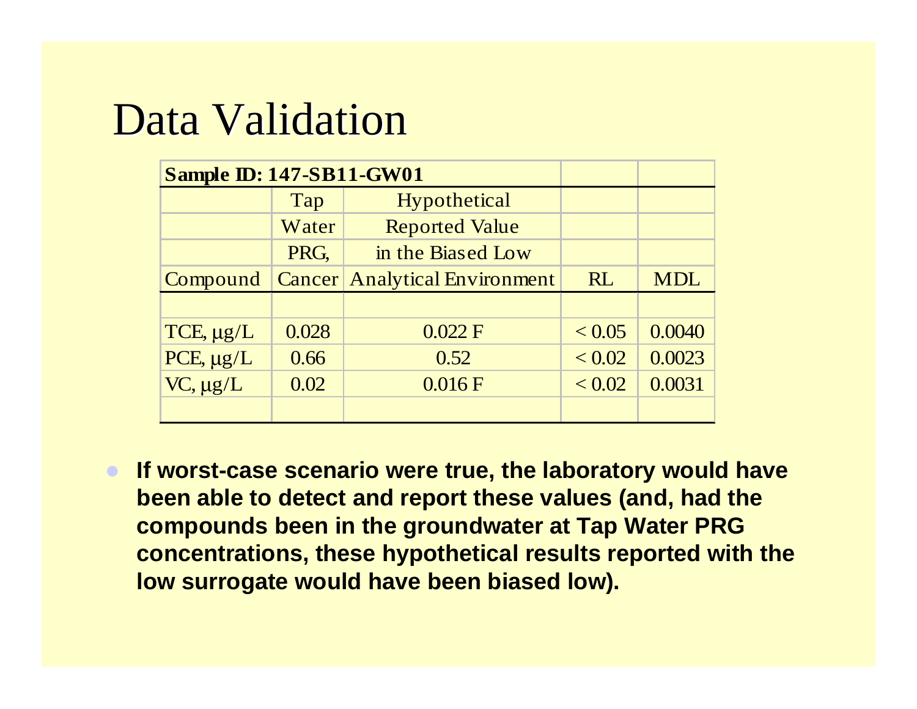# Data Validation

| Sample ID: 147-SB11-GW01 | | | | |
|---|---|---|---|---|
| Compound | Tap Water PRG, Cancer | Hypothetical Reported Value in the Biased Low Analytical Environment | RL | MDL |
| | | | | |
| TCE, µg/L | 0.028 | 0.022 F | < 0.05 | 0.0040 |
| PCE, µg/L | 0.66 | 0.52 | < 0.02 | 0.0023 |
| VC, µg/L | 0.02 | 0.016 F | < 0.02 | 0.0031 |
| | | | | |

- **If worst-case scenario were true, the laboratory would have been able to detect and report these values (and, had the compounds been in the groundwater at Tap Water PRG concentrations, these hypothetical results reported with the low surrogate would have been biased low).**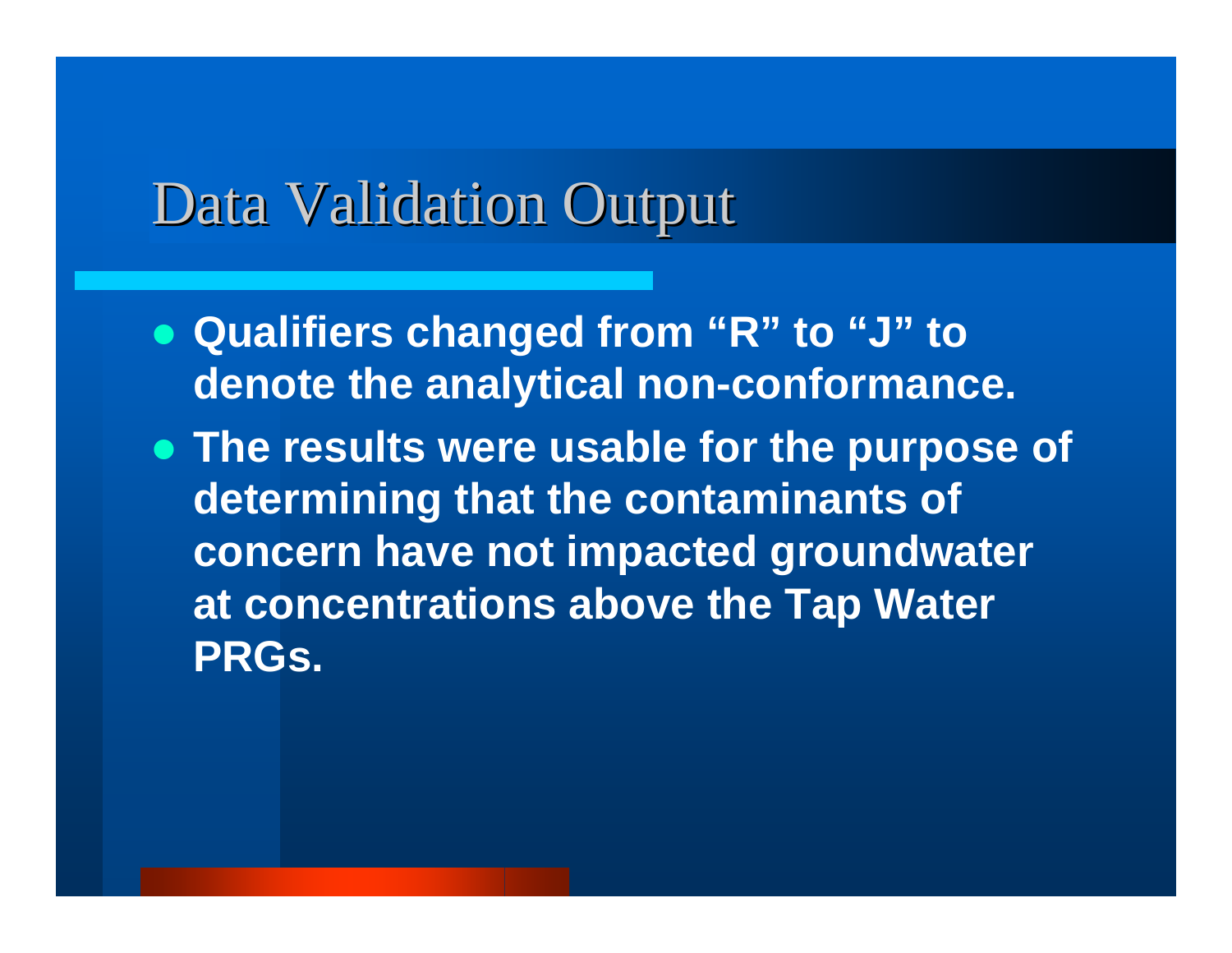# Data Validation Output

- **Qualifiers changed from “R” to “J” to denote the analytical non-conformance.**
- **The results were usable for the purpose of determining that the contaminants of concern have not impacted groundwater at concentrations above the Tap Water PRGs.**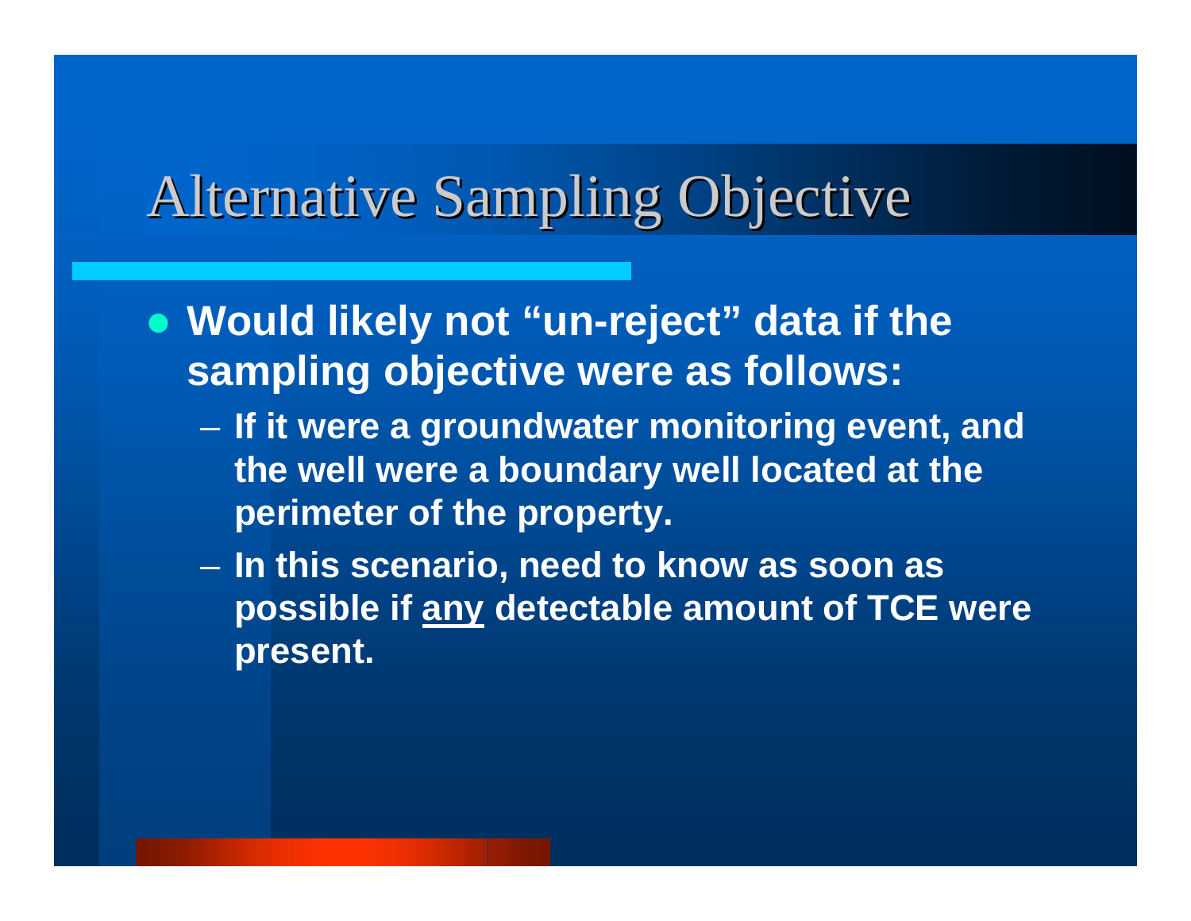# Alternative Sampling Objective

- **Would likely not "un-reject" data if the sampling objective were as follows:**
  - **If it were a groundwater monitoring event, and the well were a boundary well located at the perimeter of the property.**
  - **In this scenario, need to know as soon as possible if <u>any</u> detectable amount of TCE were present.**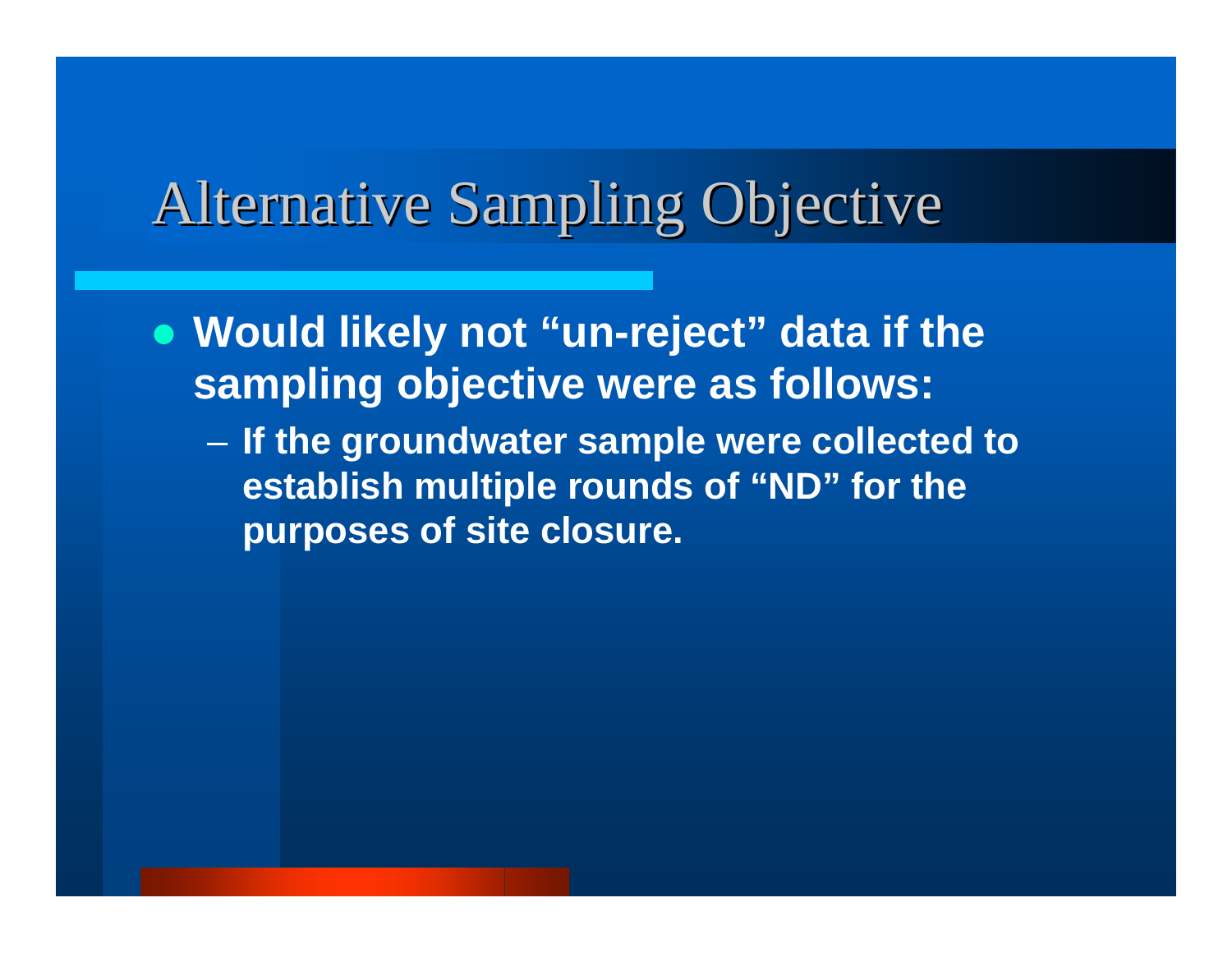# Alternative Sampling Objective

- **Would likely not "un-reject" data if the sampling objective were as follows:**
  - **If the groundwater sample were collected to establish multiple rounds of "ND" for the purposes of site closure.**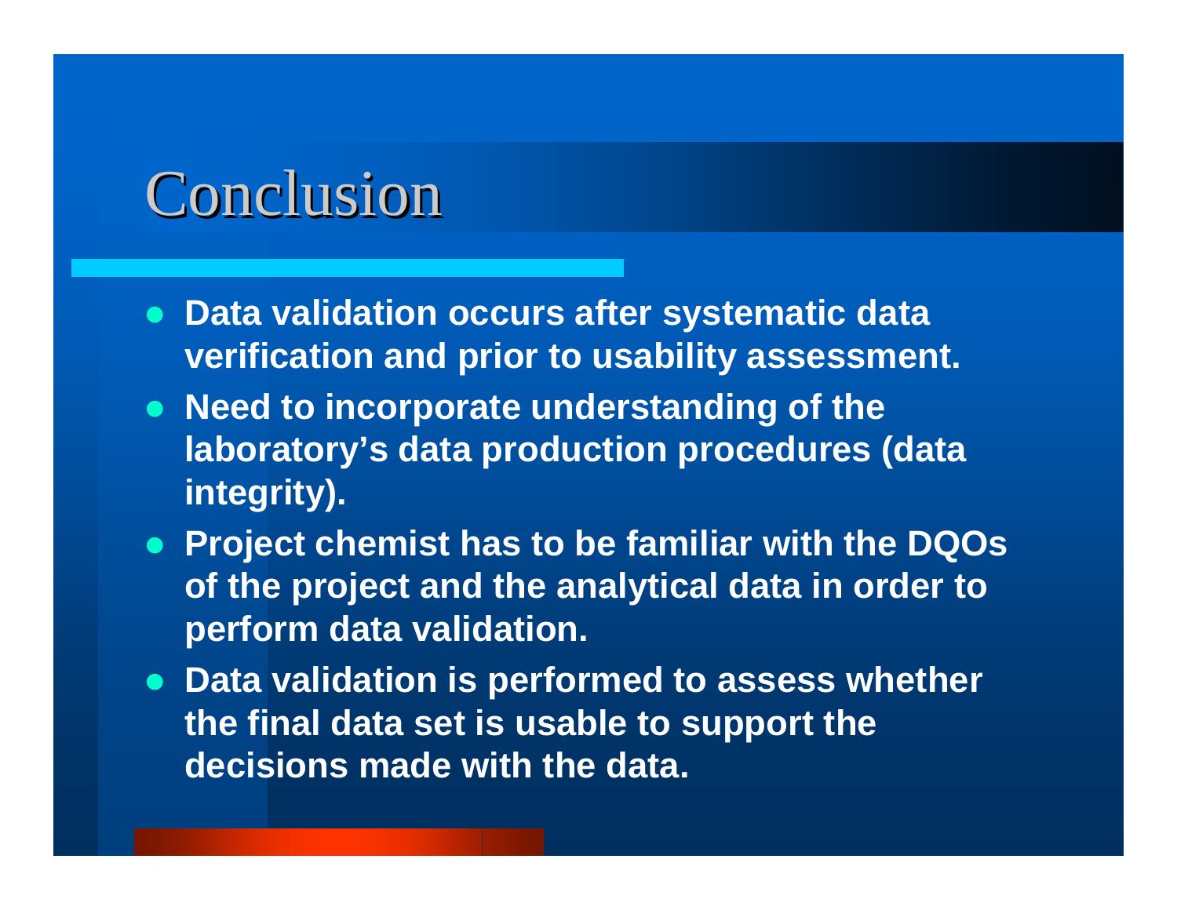# Conclusion

- **Data validation occurs after systematic data verification and prior to usability assessment.**
- **Need to incorporate understanding of the laboratory's data production procedures (data integrity).**
- **Project chemist has to be familiar with the DQOs of the project and the analytical data in order to perform data validation.**
- **Data validation is performed to assess whether the final data set is usable to support the decisions made with the data.**